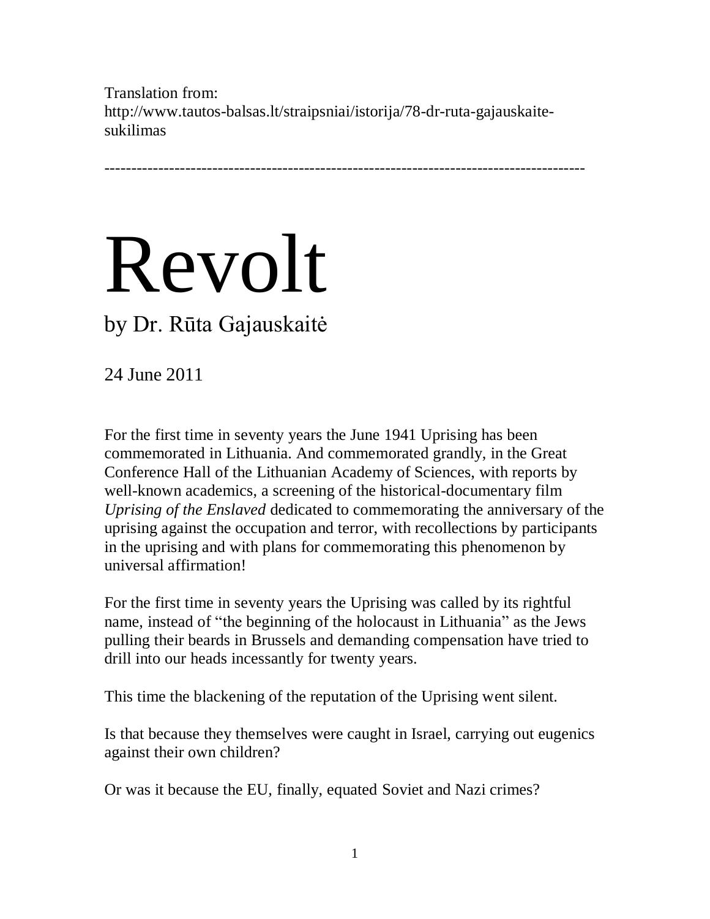Translation from:
http://www.tautos-balsas.lt/straipsniai/istorija/78-dr-ruta-gajauskaite-sukilimas

---

# Revolt

## by Dr. Rūta Gajauskaitė

24 June 2011

For the first time in seventy years the June 1941 Uprising has been commemorated in Lithuania. And commemorated grandly, in the Great Conference Hall of the Lithuanian Academy of Sciences, with reports by well-known academics, a screening of the historical-documentary film *Uprising of the Enslaved* dedicated to commemorating the anniversary of the uprising against the occupation and terror, with recollections by participants in the uprising and with plans for commemorating this phenomenon by universal affirmation!

For the first time in seventy years the Uprising was called by its rightful name, instead of "the beginning of the holocaust in Lithuania" as the Jews pulling their beards in Brussels and demanding compensation have tried to drill into our heads incessantly for twenty years.

This time the blackening of the reputation of the Uprising went silent.

Is that because they themselves were caught in Israel, carrying out eugenics against their own children?

Or was it because the EU, finally, equated Soviet and Nazi crimes?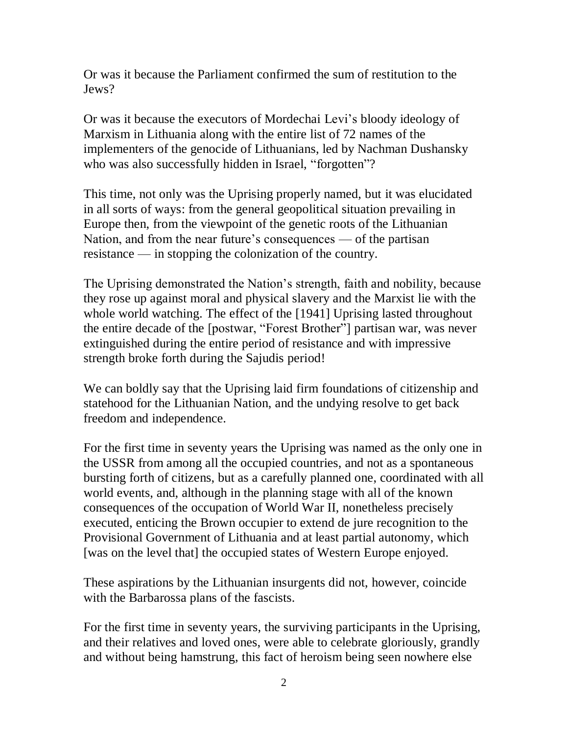Or was it because the Parliament confirmed the sum of restitution to the Jews?

Or was it because the executors of Mordechai Levi's bloody ideology of Marxism in Lithuania along with the entire list of 72 names of the implementers of the genocide of Lithuanians, led by Nachman Dushansky who was also successfully hidden in Israel, "forgotten"?

This time, not only was the Uprising properly named, but it was elucidated in all sorts of ways: from the general geopolitical situation prevailing in Europe then, from the viewpoint of the genetic roots of the Lithuanian Nation, and from the near future's consequences — of the partisan resistance — in stopping the colonization of the country.

The Uprising demonstrated the Nation's strength, faith and nobility, because they rose up against moral and physical slavery and the Marxist lie with the whole world watching. The effect of the [1941] Uprising lasted throughout the entire decade of the [postwar, "Forest Brother"] partisan war, was never extinguished during the entire period of resistance and with impressive strength broke forth during the Sajudis period!

We can boldly say that the Uprising laid firm foundations of citizenship and statehood for the Lithuanian Nation, and the undying resolve to get back freedom and independence.

For the first time in seventy years the Uprising was named as the only one in the USSR from among all the occupied countries, and not as a spontaneous bursting forth of citizens, but as a carefully planned one, coordinated with all world events, and, although in the planning stage with all of the known consequences of the occupation of World War II, nonetheless precisely executed, enticing the Brown occupier to extend de jure recognition to the Provisional Government of Lithuania and at least partial autonomy, which [was on the level that] the occupied states of Western Europe enjoyed.

These aspirations by the Lithuanian insurgents did not, however, coincide with the Barbarossa plans of the fascists.

For the first time in seventy years, the surviving participants in the Uprising, and their relatives and loved ones, were able to celebrate gloriously, grandly and without being hamstrung, this fact of heroism being seen nowhere else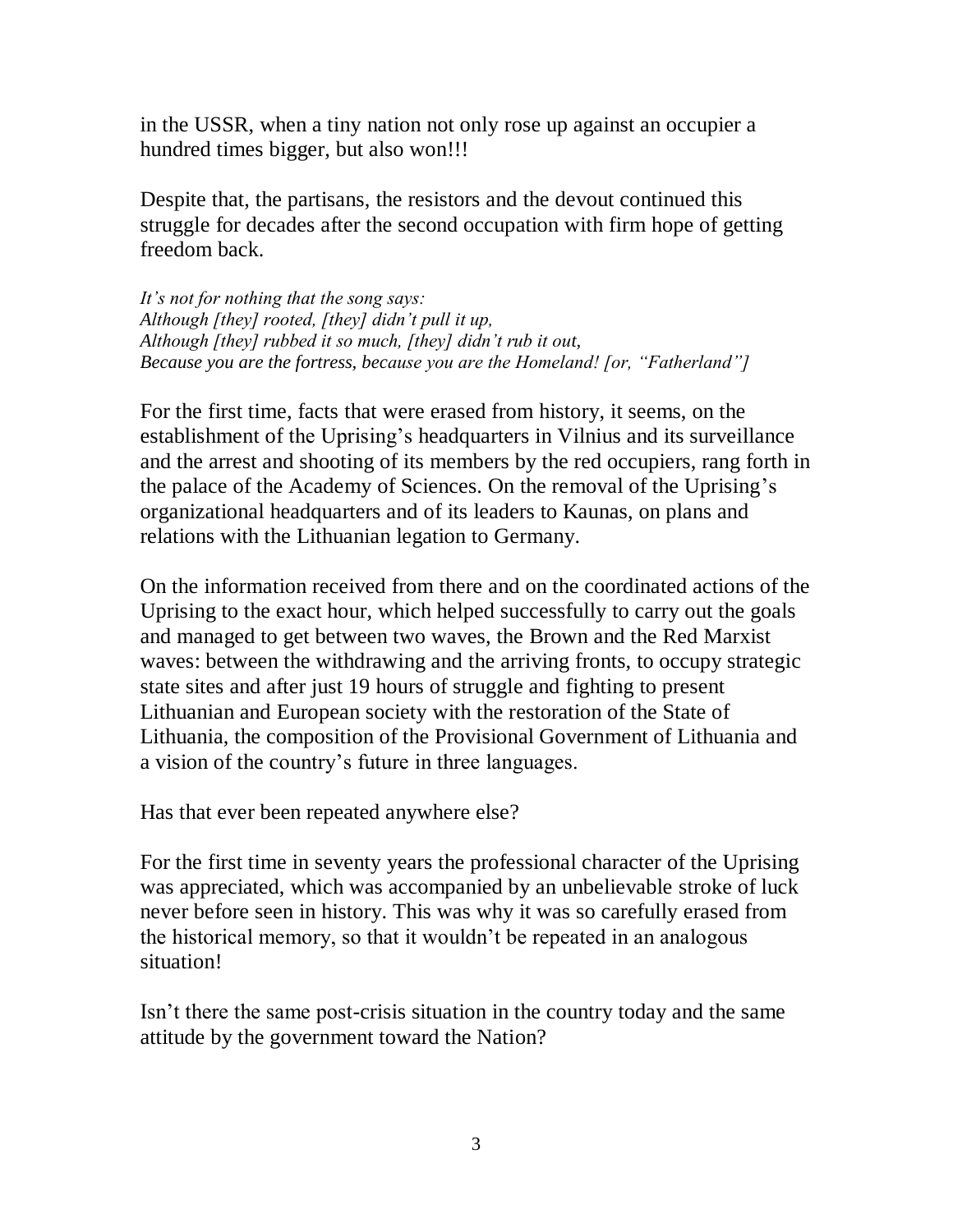in the USSR, when a tiny nation not only rose up against an occupier a hundred times bigger, but also won!!!

Despite that, the partisans, the resistors and the devout continued this struggle for decades after the second occupation with firm hope of getting freedom back.

*It's not for nothing that the song says:*
*Although [they] rooted, [they] didn't pull it up,*
*Although [they] rubbed it so much, [they] didn't rub it out,*
*Because you are the fortress, because you are the Homeland! [or, "Fatherland"]*

For the first time, facts that were erased from history, it seems, on the establishment of the Uprising's headquarters in Vilnius and its surveillance and the arrest and shooting of its members by the red occupiers, rang forth in the palace of the Academy of Sciences. On the removal of the Uprising's organizational headquarters and of its leaders to Kaunas, on plans and relations with the Lithuanian legation to Germany.

On the information received from there and on the coordinated actions of the Uprising to the exact hour, which helped successfully to carry out the goals and managed to get between two waves, the Brown and the Red Marxist waves: between the withdrawing and the arriving fronts, to occupy strategic state sites and after just 19 hours of struggle and fighting to present Lithuanian and European society with the restoration of the State of Lithuania, the composition of the Provisional Government of Lithuania and a vision of the country's future in three languages.

Has that ever been repeated anywhere else?

For the first time in seventy years the professional character of the Uprising was appreciated, which was accompanied by an unbelievable stroke of luck never before seen in history. This was why it was so carefully erased from the historical memory, so that it wouldn't be repeated in an analogous situation!

Isn't there the same post-crisis situation in the country today and the same attitude by the government toward the Nation?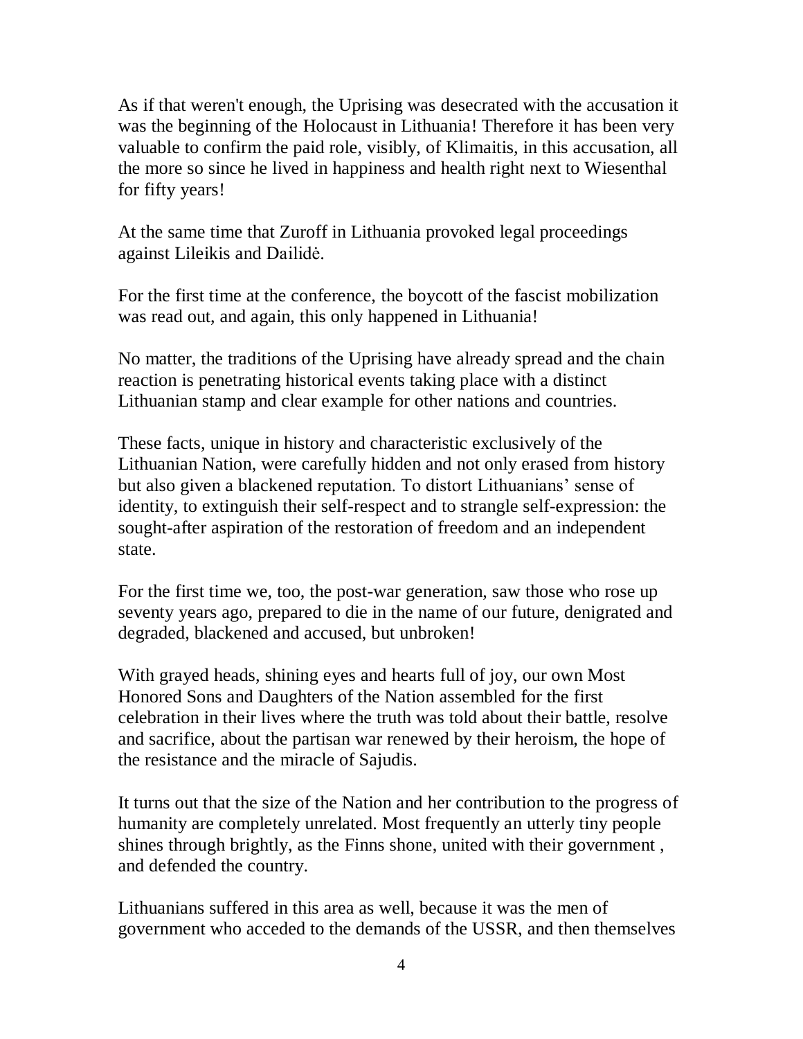As if that weren't enough, the Uprising was desecrated with the accusation it was the beginning of the Holocaust in Lithuania! Therefore it has been very valuable to confirm the paid role, visibly, of Klimaitis, in this accusation, all the more so since he lived in happiness and health right next to Wiesenthal for fifty years!

At the same time that Zuroff in Lithuania provoked legal proceedings against Lileikis and Dailidė.

For the first time at the conference, the boycott of the fascist mobilization was read out, and again, this only happened in Lithuania!

No matter, the traditions of the Uprising have already spread and the chain reaction is penetrating historical events taking place with a distinct Lithuanian stamp and clear example for other nations and countries.

These facts, unique in history and characteristic exclusively of the Lithuanian Nation, were carefully hidden and not only erased from history but also given a blackened reputation. To distort Lithuanians' sense of identity, to extinguish their self-respect and to strangle self-expression: the sought-after aspiration of the restoration of freedom and an independent state.

For the first time we, too, the post-war generation, saw those who rose up seventy years ago, prepared to die in the name of our future, denigrated and degraded, blackened and accused, but unbroken!

With grayed heads, shining eyes and hearts full of joy, our own Most Honored Sons and Daughters of the Nation assembled for the first celebration in their lives where the truth was told about their battle, resolve and sacrifice, about the partisan war renewed by their heroism, the hope of the resistance and the miracle of Sajudis.

It turns out that the size of the Nation and her contribution to the progress of humanity are completely unrelated. Most frequently an utterly tiny people shines through brightly, as the Finns shone, united with their government , and defended the country.

Lithuanians suffered in this area as well, because it was the men of government who acceded to the demands of the USSR, and then themselves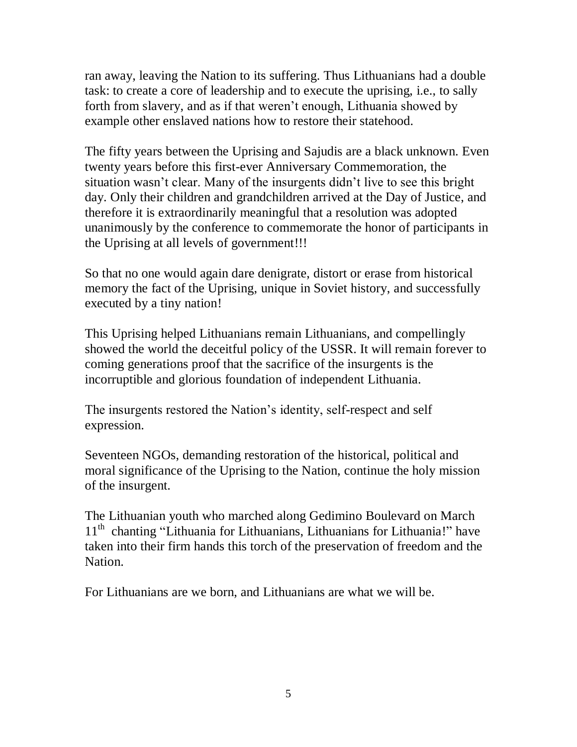ran away, leaving the Nation to its suffering. Thus Lithuanians had a double task: to create a core of leadership and to execute the uprising, i.e., to sally forth from slavery, and as if that weren't enough, Lithuania showed by example other enslaved nations how to restore their statehood.

The fifty years between the Uprising and Sajudis are a black unknown. Even twenty years before this first-ever Anniversary Commemoration, the situation wasn't clear. Many of the insurgents didn't live to see this bright day. Only their children and grandchildren arrived at the Day of Justice, and therefore it is extraordinarily meaningful that a resolution was adopted unanimously by the conference to commemorate the honor of participants in the Uprising at all levels of government!!!

So that no one would again dare denigrate, distort or erase from historical memory the fact of the Uprising, unique in Soviet history, and successfully executed by a tiny nation!

This Uprising helped Lithuanians remain Lithuanians, and compellingly showed the world the deceitful policy of the USSR. It will remain forever to coming generations proof that the sacrifice of the insurgents is the incorruptible and glorious foundation of independent Lithuania.

The insurgents restored the Nation's identity, self-respect and self expression.

Seventeen NGOs, demanding restoration of the historical, political and moral significance of the Uprising to the Nation, continue the holy mission of the insurgent.

The Lithuanian youth who marched along Gedimino Boulevard on March 11th chanting "Lithuania for Lithuanians, Lithuanians for Lithuania!" have taken into their firm hands this torch of the preservation of freedom and the Nation.

For Lithuanians are we born, and Lithuanians are what we will be.